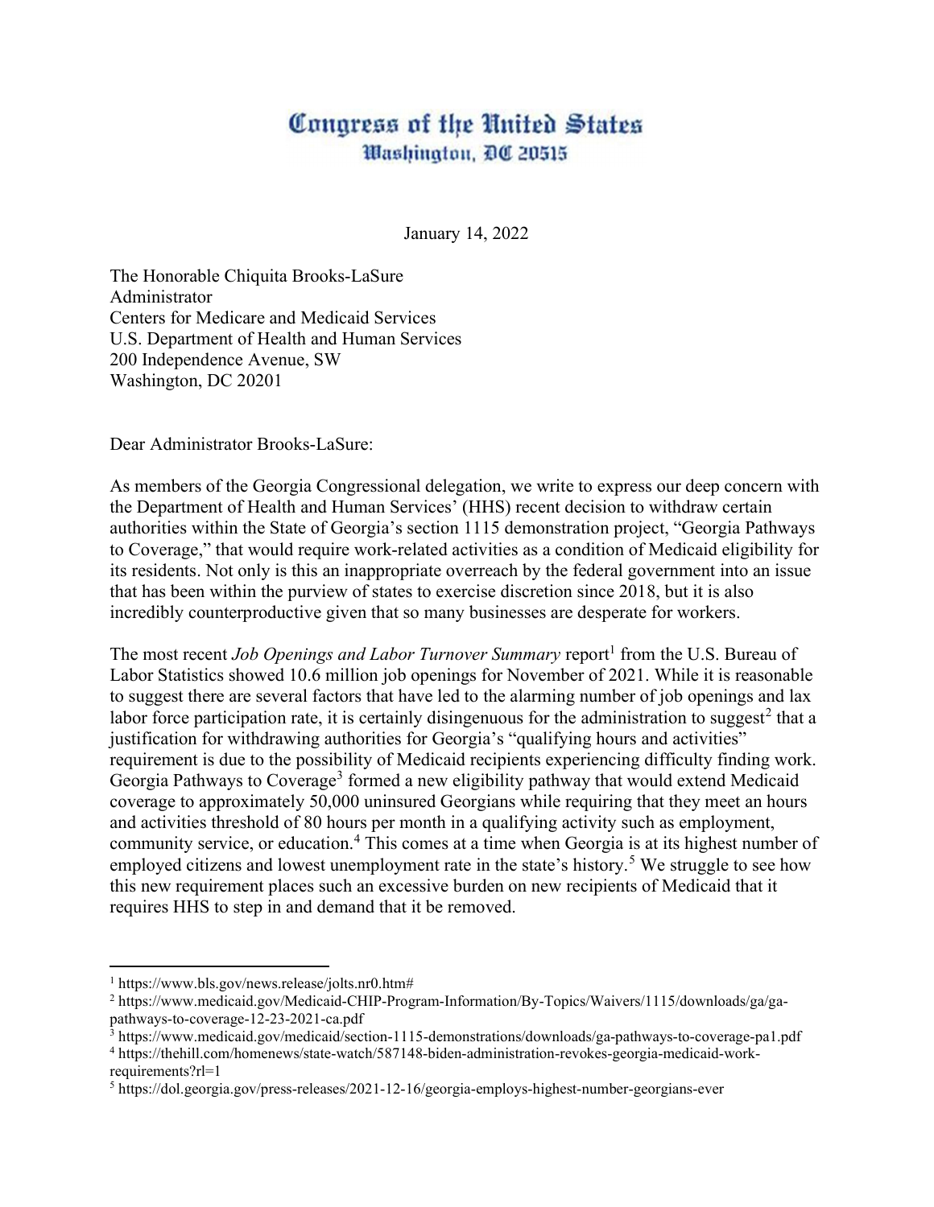# Congress of the United States
## Washington, DC 20515

January 14, 2022

The Honorable Chiquita Brooks-LaSure
Administrator
Centers for Medicare and Medicaid Services
U.S. Department of Health and Human Services
200 Independence Avenue, SW
Washington, DC 20201

Dear Administrator Brooks-LaSure:

As members of the Georgia Congressional delegation, we write to express our deep concern with the Department of Health and Human Services' (HHS) recent decision to withdraw certain authorities within the State of Georgia's section 1115 demonstration project, "Georgia Pathways to Coverage," that would require work-related activities as a condition of Medicaid eligibility for its residents. Not only is this an inappropriate overreach by the federal government into an issue that has been within the purview of states to exercise discretion since 2018, but it is also incredibly counterproductive given that so many businesses are desperate for workers.

The most recent *Job Openings and Labor Turnover Summary* report[1] from the U.S. Bureau of Labor Statistics showed 10.6 million job openings for November of 2021. While it is reasonable to suggest there are several factors that have led to the alarming number of job openings and lax labor force participation rate, it is certainly disingenuous for the administration to suggest[2] that a justification for withdrawing authorities for Georgia's "qualifying hours and activities" requirement is due to the possibility of Medicaid recipients experiencing difficulty finding work. Georgia Pathways to Coverage[3] formed a new eligibility pathway that would extend Medicaid coverage to approximately 50,000 uninsured Georgians while requiring that they meet an hours and activities threshold of 80 hours per month in a qualifying activity such as employment, community service, or education.[4] This comes at a time when Georgia is at its highest number of employed citizens and lowest unemployment rate in the state's history.[5] We struggle to see how this new requirement places such an excessive burden on new recipients of Medicaid that it requires HHS to step in and demand that it be removed.

---

[1] https://www.bls.gov/news.release/jolts.nr0.htm#
[2] https://www.medicaid.gov/Medicaid-CHIP-Program-Information/By-Topics/Waivers/1115/downloads/ga/ga-pathways-to-coverage-12-23-2021-ca.pdf
[3] https://www.medicaid.gov/medicaid/section-1115-demonstrations/downloads/ga-pathways-to-coverage-pa1.pdf
[4] https://thehill.com/homenews/state-watch/587148-biden-administration-revokes-georgia-medicaid-work-requirements?rl=1
[5] https://dol.georgia.gov/press-releases/2021-12-16/georgia-employs-highest-number-georgians-ever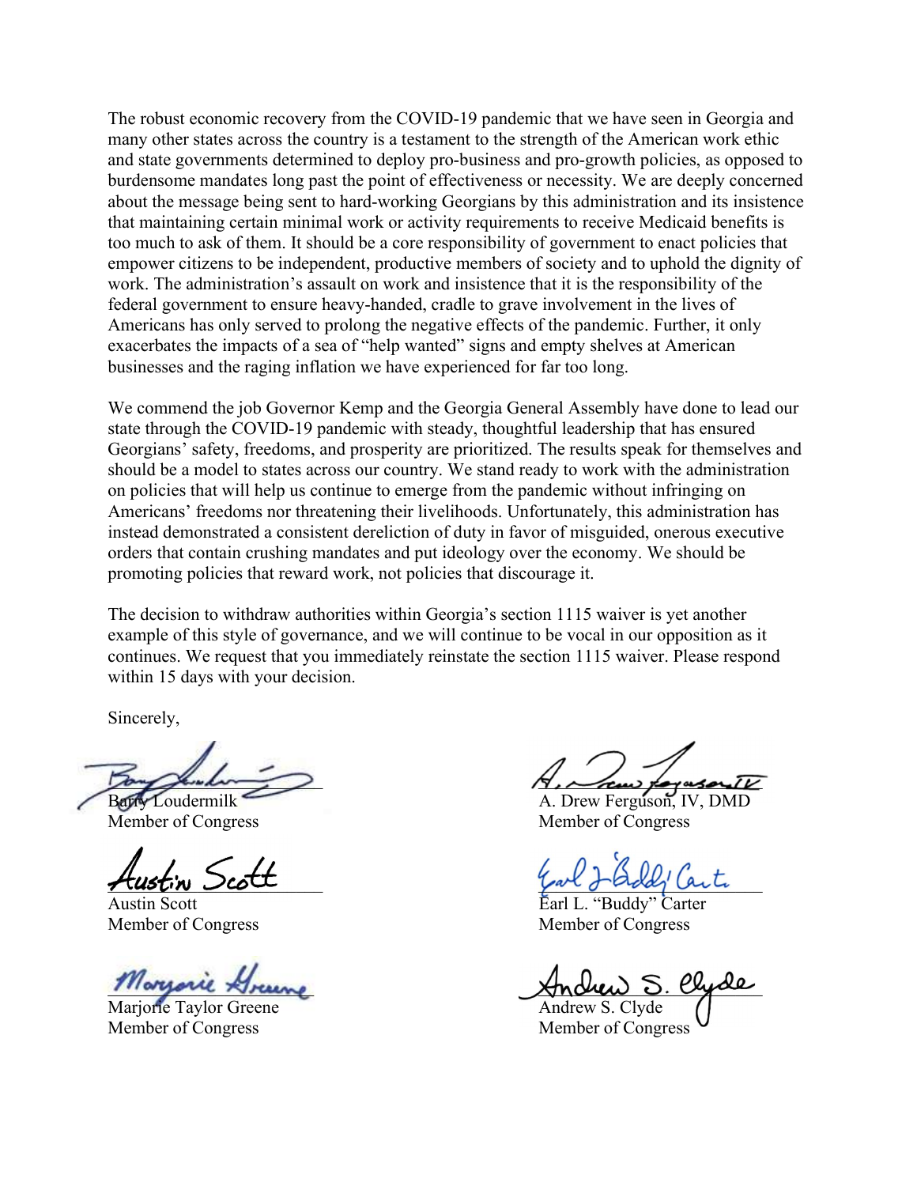The robust economic recovery from the COVID-19 pandemic that we have seen in Georgia and many other states across the country is a testament to the strength of the American work ethic and state governments determined to deploy pro-business and pro-growth policies, as opposed to burdensome mandates long past the point of effectiveness or necessity. We are deeply concerned about the message being sent to hard-working Georgians by this administration and its insistence that maintaining certain minimal work or activity requirements to receive Medicaid benefits is too much to ask of them. It should be a core responsibility of government to enact policies that empower citizens to be independent, productive members of society and to uphold the dignity of work. The administration's assault on work and insistence that it is the responsibility of the federal government to ensure heavy-handed, cradle to grave involvement in the lives of Americans has only served to prolong the negative effects of the pandemic. Further, it only exacerbates the impacts of a sea of "help wanted" signs and empty shelves at American businesses and the raging inflation we have experienced for far too long.

We commend the job Governor Kemp and the Georgia General Assembly have done to lead our state through the COVID-19 pandemic with steady, thoughtful leadership that has ensured Georgians' safety, freedoms, and prosperity are prioritized. The results speak for themselves and should be a model to states across our country. We stand ready to work with the administration on policies that will help us continue to emerge from the pandemic without infringing on Americans' freedoms nor threatening their livelihoods. Unfortunately, this administration has instead demonstrated a consistent dereliction of duty in favor of misguided, onerous executive orders that contain crushing mandates and put ideology over the economy. We should be promoting policies that reward work, not policies that discourage it.

The decision to withdraw authorities within Georgia's section 1115 waiver is yet another example of this style of governance, and we will continue to be vocal in our opposition as it continues. We request that you immediately reinstate the section 1115 waiver. Please respond within 15 days with your decision.

Sincerely,

Barry Loudermilk
Member of Congress

A. Drew Ferguson, IV, DMD
Member of Congress

Austin Scott
Member of Congress

Earl L. "Buddy" Carter
Member of Congress

Marjorie Taylor Greene
Member of Congress

Andrew S. Clyde
Member of Congress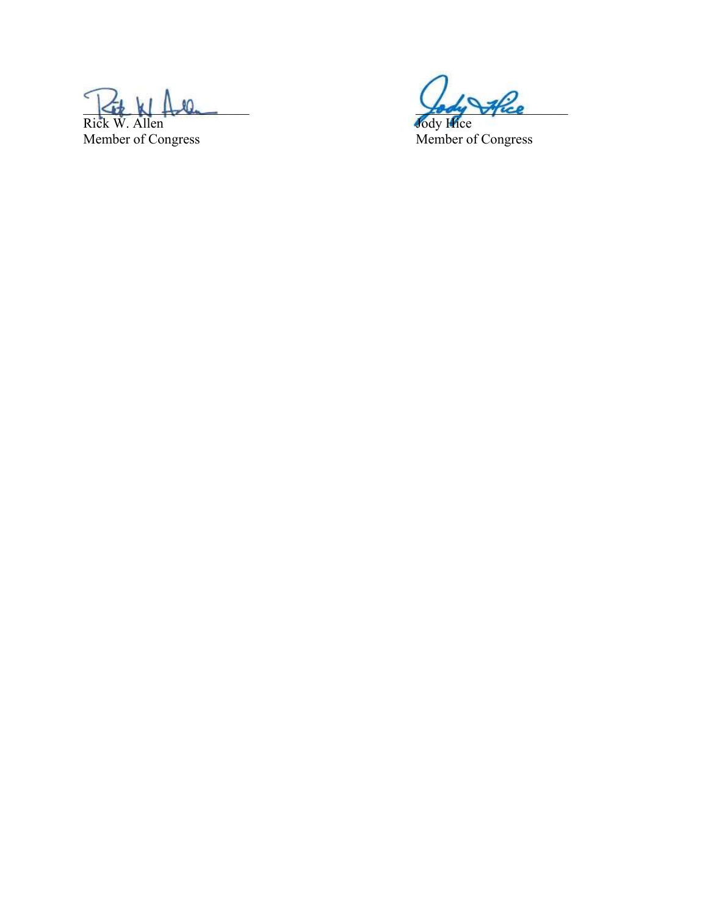Rick W. Allen
Member of Congress

Jody Hice
Member of Congress